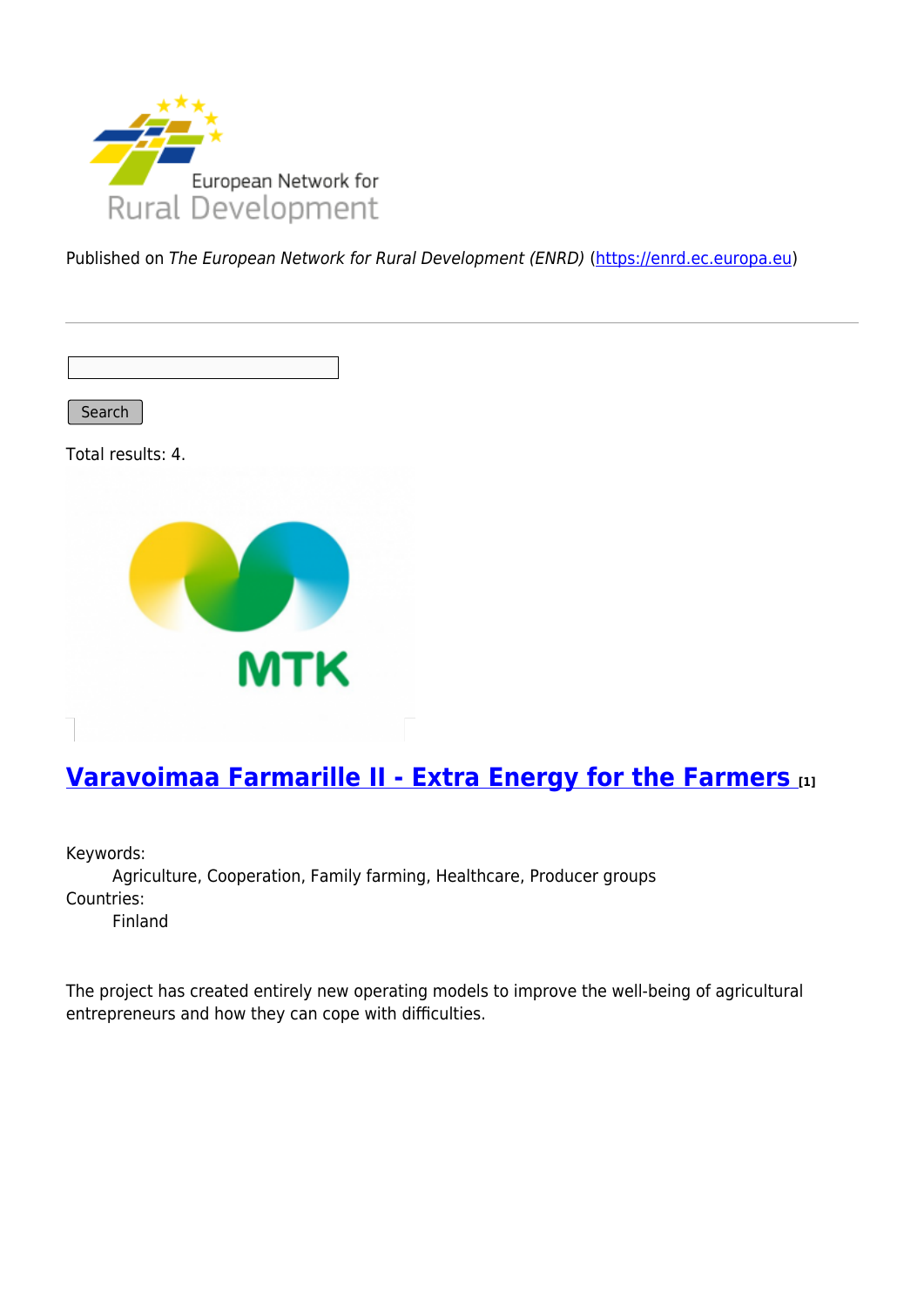Published on *The European Network for Rural Development (ENRD)* (https://enrd.ec.europa.eu)

Search

Total results: 4.

## [Varavoimaa Farmarille II - Extra Energy for the Farmers ](#) [1]

Keywords:
 Agriculture, Cooperation, Family farming, Healthcare, Producer groups

Countries:
 Finland

The project has created entirely new operating models to improve the well-being of agricultural entrepreneurs and how they can cope with difficulties.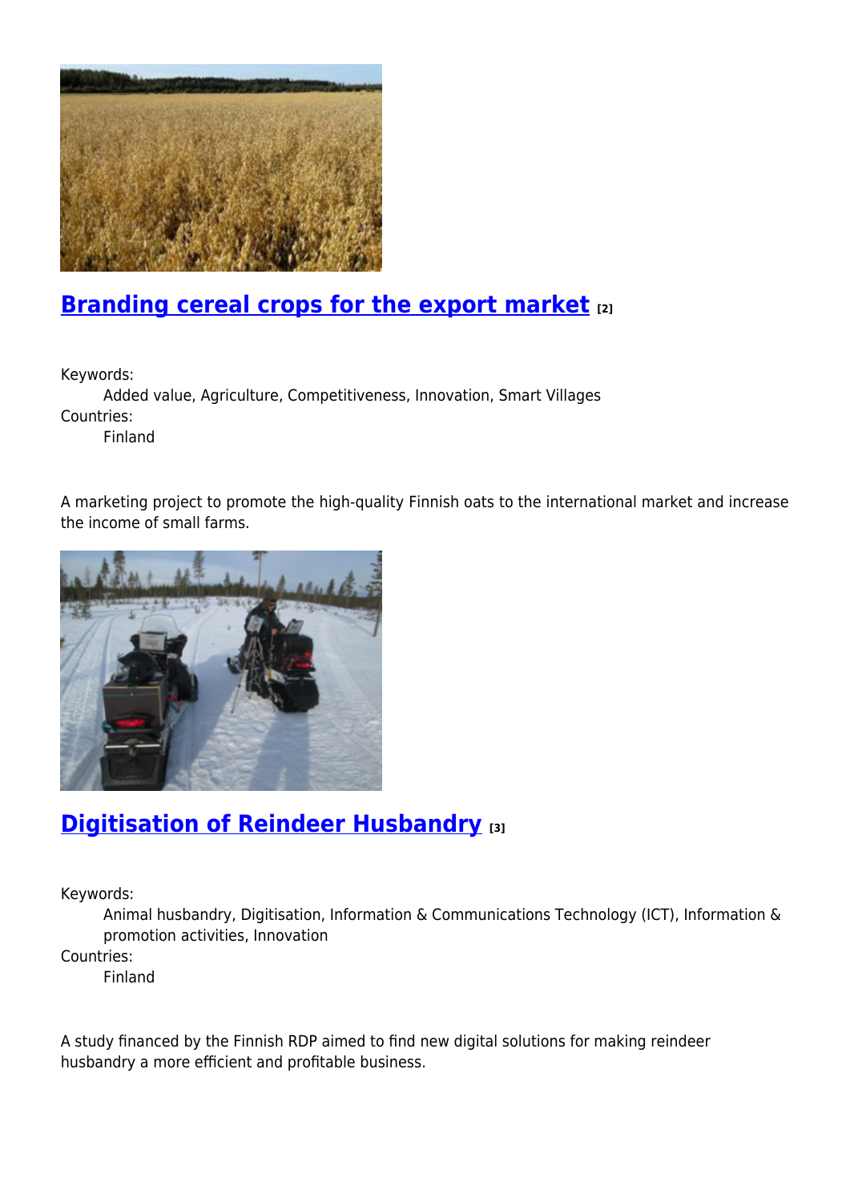## Branding cereal crops for the export market [2]

Keywords:
Added value, Agriculture, Competitiveness, Innovation, Smart Villages
Countries:
Finland

A marketing project to promote the high-quality Finnish oats to the international market and increase the income of small farms.

## Digitisation of Reindeer Husbandry [3]

Keywords:
Animal husbandry, Digitisation, Information & Communications Technology (ICT), Information & promotion activities, Innovation
Countries:
Finland

A study financed by the Finnish RDP aimed to find new digital solutions for making reindeer husbandry a more efficient and profitable business.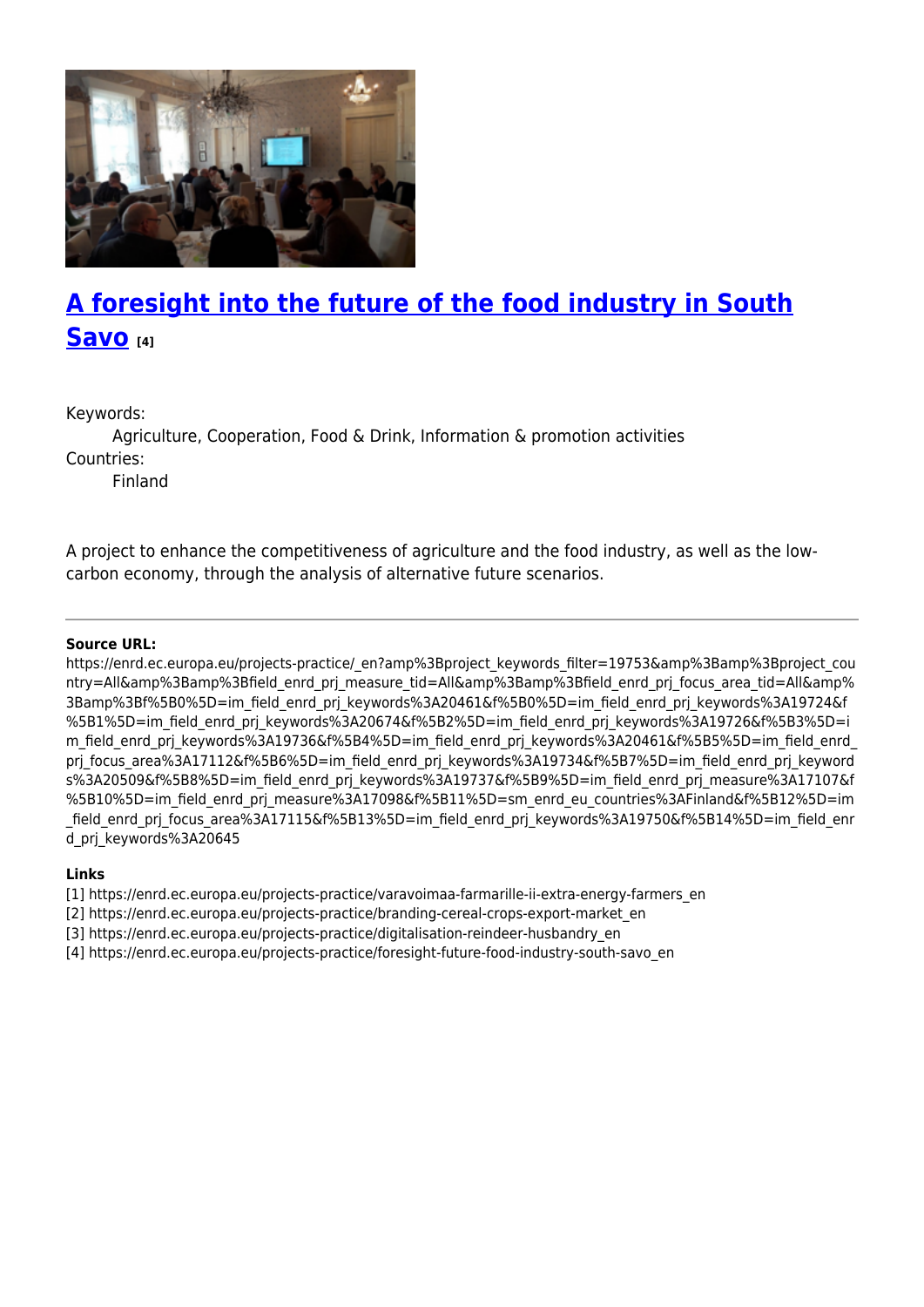## A foresight into the future of the food industry in South Savo [4]

Keywords:
: Agriculture, Cooperation, Food & Drink, Information & promotion activities

Countries:
: Finland

A project to enhance the competitiveness of agriculture and the food industry, as well as the low-carbon economy, through the analysis of alternative future scenarios.

---

**Source URL:**
https://enrd.ec.europa.eu/projects-practice/_en?amp%3Bproject_keywords_filter=19753&amp%3Bamp%3Bproject_country=All&amp%3Bamp%3Bfield_enrd_prj_measure_tid=All&amp%3Bamp%3Bfield_enrd_prj_focus_area_tid=All&amp%3Bamp%3Bf%5B0%5D=im_field_enrd_prj_keywords%3A20461&f%5B0%5D=im_field_enrd_prj_keywords%3A19724&f%5B1%5D=im_field_enrd_prj_keywords%3A20674&f%5B2%5D=im_field_enrd_prj_keywords%3A19726&f%5B3%5D=im_field_enrd_prj_keywords%3A19736&f%5B4%5D=im_field_enrd_prj_keywords%3A20461&f%5B5%5D=im_field_enrd_prj_focus_area%3A17112&f%5B6%5D=im_field_enrd_prj_keywords%3A19734&f%5B7%5D=im_field_enrd_prj_keywords%3A20509&f%5B8%5D=im_field_enrd_prj_keywords%3A19737&f%5B9%5D=im_field_enrd_prj_measure%3A17107&f%5B10%5D=im_field_enrd_prj_measure%3A17098&f%5B11%5D=sm_enrd_eu_countries%3AFinland&f%5B12%5D=im_field_enrd_prj_focus_area%3A17115&f%5B13%5D=im_field_enrd_prj_keywords%3A19750&f%5B14%5D=im_field_enrd_prj_keywords%3A20645

**Links**
[1] https://enrd.ec.europa.eu/projects-practice/varavoimaa-farmarille-ii-extra-energy-farmers_en
[2] https://enrd.ec.europa.eu/projects-practice/branding-cereal-crops-export-market_en
[3] https://enrd.ec.europa.eu/projects-practice/digitalisation-reindeer-husbandry_en
[4] https://enrd.ec.europa.eu/projects-practice/foresight-future-food-industry-south-savo_en